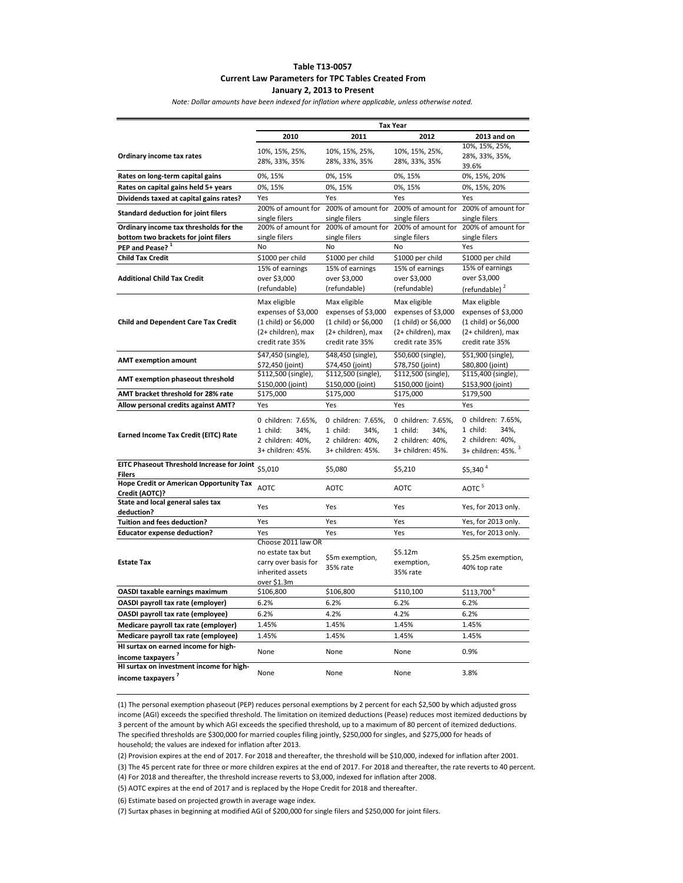**Table T13-0057**
**Current Law Parameters for TPC Tables Created From**
**January 2, 2013 to Present**

*Note: Dollar amounts have been indexed for inflation where applicable, unless otherwise noted.*

| | Tax Year | | | |
|---|---|---|---|---|
| | **2010** | **2011** | **2012** | **2013 and on** |
| **Ordinary income tax rates** | 10%, 15%, 25%, 28%, 33%, 35% | 10%, 15%, 25%, 28%, 33%, 35% | 10%, 15%, 25%, 28%, 33%, 35% | 10%, 15%, 25%, 28%, 33%, 35%, 39.6% |
| **Rates on long-term capital gains** | 0%, 15% | 0%, 15% | 0%, 15% | 0%, 15%, 20% |
| **Rates on capital gains held 5+ years** | 0%, 15% | 0%, 15% | 0%, 15% | 0%, 15%, 20% |
| **Dividends taxed at capital gains rates?** | Yes | Yes | Yes | Yes |
| **Standard deduction for joint filers** | 200% of amount for single filers | 200% of amount for single filers | 200% of amount for single filers | 200% of amount for single filers |
| **Ordinary income tax thresholds for the bottom two brackets for joint filers** | 200% of amount for single filers | 200% of amount for single filers | 200% of amount for single filers | 200% of amount for single filers |
| **PEP and Pease?** [1] | No | No | No | Yes |
| **Child Tax Credit** | $1000 per child | $1000 per child | $1000 per child | $1000 per child |
| **Additional Child Tax Credit** | 15% of earnings over $3,000 (refundable) | 15% of earnings over $3,000 (refundable) | 15% of earnings over $3,000 (refundable) | 15% of earnings over $3,000 (refundable) [2] |
| **Child and Dependent Care Tax Credit** | Max eligible expenses of $3,000 (1 child) or $6,000 (2+ children), max credit rate 35% | Max eligible expenses of $3,000 (1 child) or $6,000 (2+ children), max credit rate 35% | Max eligible expenses of $3,000 (1 child) or $6,000 (2+ children), max credit rate 35% | Max eligible expenses of $3,000 (1 child) or $6,000 (2+ children), max credit rate 35% |
| **AMT exemption amount** | $47,450 (single), $72,450 (joint) | $48,450 (single), $74,450 (joint) | $50,600 (single), $78,750 (joint) | $51,900 (single), $80,800 (joint) |
| **AMT exemption phaseout threshold** | $112,500 (single), $150,000 (joint) | $112,500 (single), $150,000 (joint) | $112,500 (single), $150,000 (joint) | $115,400 (single), $153,900 (joint) |
| **AMT bracket threshold for 28% rate** | $175,000 | $175,000 | $175,000 | $179,500 |
| **Allow personal credits against AMT?** | Yes | Yes | Yes | Yes |
| **Earned Income Tax Credit (EITC) Rate** | 0 children: 7.65%, 1 child: 34%, 2 children: 40%, 3+ children: 45%. | 0 children: 7.65%, 1 child: 34%, 2 children: 40%, 3+ children: 45%. | 0 children: 7.65%, 1 child: 34%, 2 children: 40%, 3+ children: 45%. | 0 children: 7.65%, 1 child: 34%, 2 children: 40%, 3+ children: 45%. [3] |
| **EITC Phaseout Threshold Increase for Joint Filers** | $5,010 | $5,080 | $5,210 | $5,340 [4] |
| **Hope Credit or American Opportunity Tax Credit (AOTC)?** | AOTC | AOTC | AOTC | AOTC [5] |
| **State and local general sales tax deduction?** | Yes | Yes | Yes | Yes, for 2013 only. |
| **Tuition and fees deduction?** | Yes | Yes | Yes | Yes, for 2013 only. |
| **Educator expense deduction?** | Yes | Yes | Yes | Yes, for 2013 only. |
| **Estate Tax** | Choose 2011 law OR no estate tax but carry over basis for inherited assets over $1.3m | $5m exemption, 35% rate | $5.12m exemption, 35% rate | $5.25m exemption, 40% top rate |
| **OASDI taxable earnings maximum** | $106,800 | $106,800 | $110,100 | $113,700 [6] |
| **OASDI payroll tax rate (employer)** | 6.2% | 6.2% | 6.2% | 6.2% |
| **OASDI payroll tax rate (employee)** | 6.2% | 4.2% | 4.2% | 6.2% |
| **Medicare payroll tax rate (employer)** | 1.45% | 1.45% | 1.45% | 1.45% |
| **Medicare payroll tax rate (employee)** | 1.45% | 1.45% | 1.45% | 1.45% |
| **HI surtax on earned income for high-income taxpayers** [7] | None | None | None | 0.9% |
| **HI surtax on investment income for high-income taxpayers** [7] | None | None | None | 3.8% |

(1) The personal exemption phaseout (PEP) reduces personal exemptions by 2 percent for each $2,500 by which adjusted gross income (AGI) exceeds the specified threshold. The limitation on itemized deductions (Pease) reduces most itemized deductions by 3 percent of the amount by which AGI exceeds the specified threshold, up to a maximum of 80 percent of itemized deductions. The specified thresholds are $300,000 for married couples filing jointly, $250,000 for singles, and $275,000 for heads of household; the values are indexed for inflation after 2013.

(2) Provision expires at the end of 2017. For 2018 and thereafter, the threshold will be $10,000, indexed for inflation after 2001.

(3) The 45 percent rate for three or more children expires at the end of 2017. For 2018 and thereafter, the rate reverts to 40 percent.

(4) For 2018 and thereafter, the threshold increase reverts to $3,000, indexed for inflation after 2008.

(5) AOTC expires at the end of 2017 and is replaced by the Hope Credit for 2018 and thereafter.

(6) Estimate based on projected growth in average wage index.

(7) Surtax phases in beginning at modified AGI of $200,000 for single filers and $250,000 for joint filers.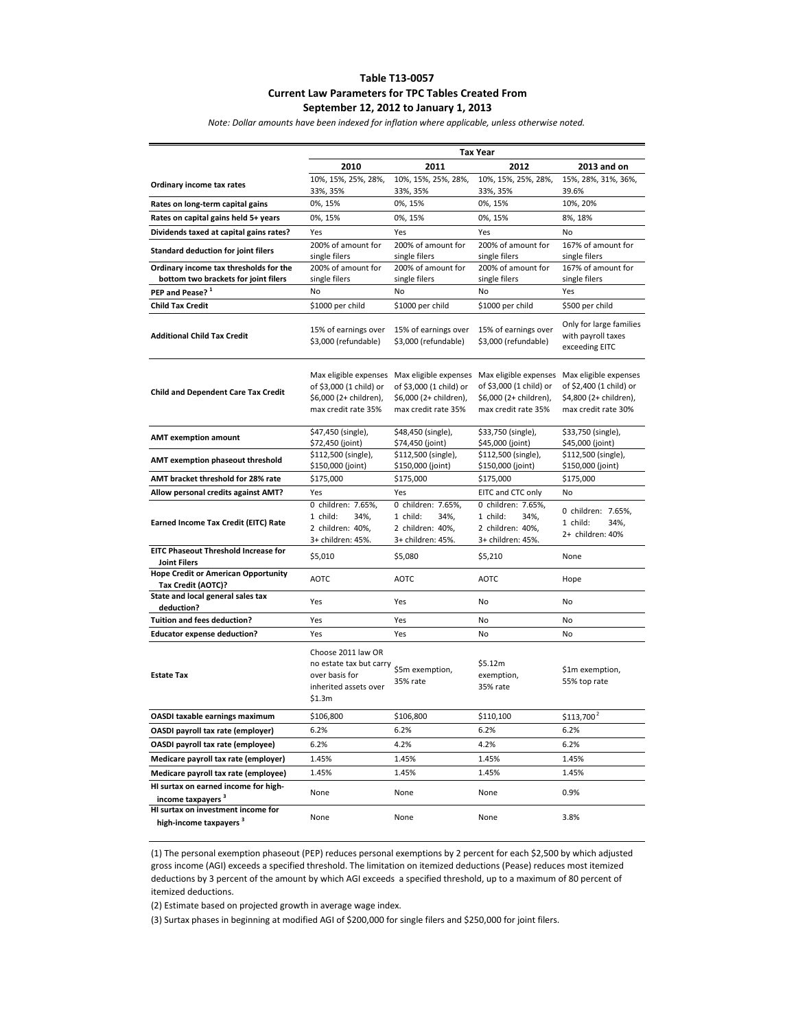# Table T13-0057

## Current Law Parameters for TPC Tables Created From September 12, 2012 to January 1, 2013

*Note: Dollar amounts have been indexed for inflation where applicable, unless otherwise noted.*

| | Tax Year | | | |
|---|---|---|---|---|
| | **2010** | **2011** | **2012** | **2013 and on** |
| **Ordinary income tax rates** | 10%, 15%, 25%, 28%, 33%, 35% | 10%, 15%, 25%, 28%, 33%, 35% | 10%, 15%, 25%, 28%, 33%, 35% | 15%, 28%, 31%, 36%, 39.6% |
| **Rates on long-term capital gains** | 0%, 15% | 0%, 15% | 0%, 15% | 10%, 20% |
| **Rates on capital gains held 5+ years** | 0%, 15% | 0%, 15% | 0%, 15% | 8%, 18% |
| **Dividends taxed at capital gains rates?** | Yes | Yes | Yes | No |
| **Standard deduction for joint filers** | 200% of amount for single filers | 200% of amount for single filers | 200% of amount for single filers | 167% of amount for single filers |
| **Ordinary income tax thresholds for the bottom two brackets for joint filers** | 200% of amount for single filers | 200% of amount for single filers | 200% of amount for single filers | 167% of amount for single filers |
| **PEP and Pease? [1]** | No | No | No | Yes |
| **Child Tax Credit** | $1000 per child | $1000 per child | $1000 per child | $500 per child |
| **Additional Child Tax Credit** | 15% of earnings over $3,000 (refundable) | 15% of earnings over $3,000 (refundable) | 15% of earnings over $3,000 (refundable) | Only for large families with payroll taxes exceeding EITC |
| **Child and Dependent Care Tax Credit** | Max eligible expenses of $3,000 (1 child) or $6,000 (2+ children), max credit rate 35% | Max eligible expenses of $3,000 (1 child) or $6,000 (2+ children), max credit rate 35% | Max eligible expenses of $3,000 (1 child) or $6,000 (2+ children), max credit rate 35% | Max eligible expenses of $2,400 (1 child) or $4,800 (2+ children), max credit rate 30% |
| **AMT exemption amount** | $47,450 (single), $72,450 (joint) | $48,450 (single), $74,450 (joint) | $33,750 (single), $45,000 (joint) | $33,750 (single), $45,000 (joint) |
| **AMT exemption phaseout threshold** | $112,500 (single), $150,000 (joint) | $112,500 (single), $150,000 (joint) | $112,500 (single), $150,000 (joint) | $112,500 (single), $150,000 (joint) |
| **AMT bracket threshold for 28% rate** | $175,000 | $175,000 | $175,000 | $175,000 |
| **Allow personal credits against AMT?** | Yes | Yes | EITC and CTC only | No |
| **Earned Income Tax Credit (EITC) Rate** | 0 children: 7.65%, 1 child: 34%, 2 children: 40%, 3+ children: 45%. | 0 children: 7.65%, 1 child: 34%, 2 children: 40%, 3+ children: 45%. | 0 children: 7.65%, 1 child: 34%, 2 children: 40%, 3+ children: 45%. | 0 children: 7.65%, 1 child: 34%, 2+ children: 40% |
| **EITC Phaseout Threshold Increase for Joint Filers** | $5,010 | $5,080 | $5,210 | None |
| **Hope Credit or American Opportunity Tax Credit (AOTC)?** | AOTC | AOTC | AOTC | Hope |
| **State and local general sales tax deduction?** | Yes | Yes | No | No |
| **Tuition and fees deduction?** | Yes | Yes | No | No |
| **Educator expense deduction?** | Yes | Yes | No | No |
| **Estate Tax** | Choose 2011 law OR no estate tax but carry over basis for inherited assets over $1.3m | $5m exemption, 35% rate | $5.12m exemption, 35% rate | $1m exemption, 55% top rate |
| **OASDI taxable earnings maximum** | $106,800 | $106,800 | $110,100 | $113,700 [2] |
| **OASDI payroll tax rate (employer)** | 6.2% | 6.2% | 6.2% | 6.2% |
| **OASDI payroll tax rate (employee)** | 6.2% | 4.2% | 4.2% | 6.2% |
| **Medicare payroll tax rate (employer)** | 1.45% | 1.45% | 1.45% | 1.45% |
| **Medicare payroll tax rate (employee)** | 1.45% | 1.45% | 1.45% | 1.45% |
| **HI surtax on earned income for high-income taxpayers [3]** | None | None | None | 0.9% |
| **HI surtax on investment income for high-income taxpayers [3]** | None | None | None | 3.8% |

(1) The personal exemption phaseout (PEP) reduces personal exemptions by 2 percent for each $2,500 by which adjusted gross income (AGI) exceeds a specified threshold. The limitation on itemized deductions (Pease) reduces most itemized deductions by 3 percent of the amount by which AGI exceeds a specified threshold, up to a maximum of 80 percent of itemized deductions.

(2) Estimate based on projected growth in average wage index.

(3) Surtax phases in beginning at modified AGI of $200,000 for single filers and $250,000 for joint filers.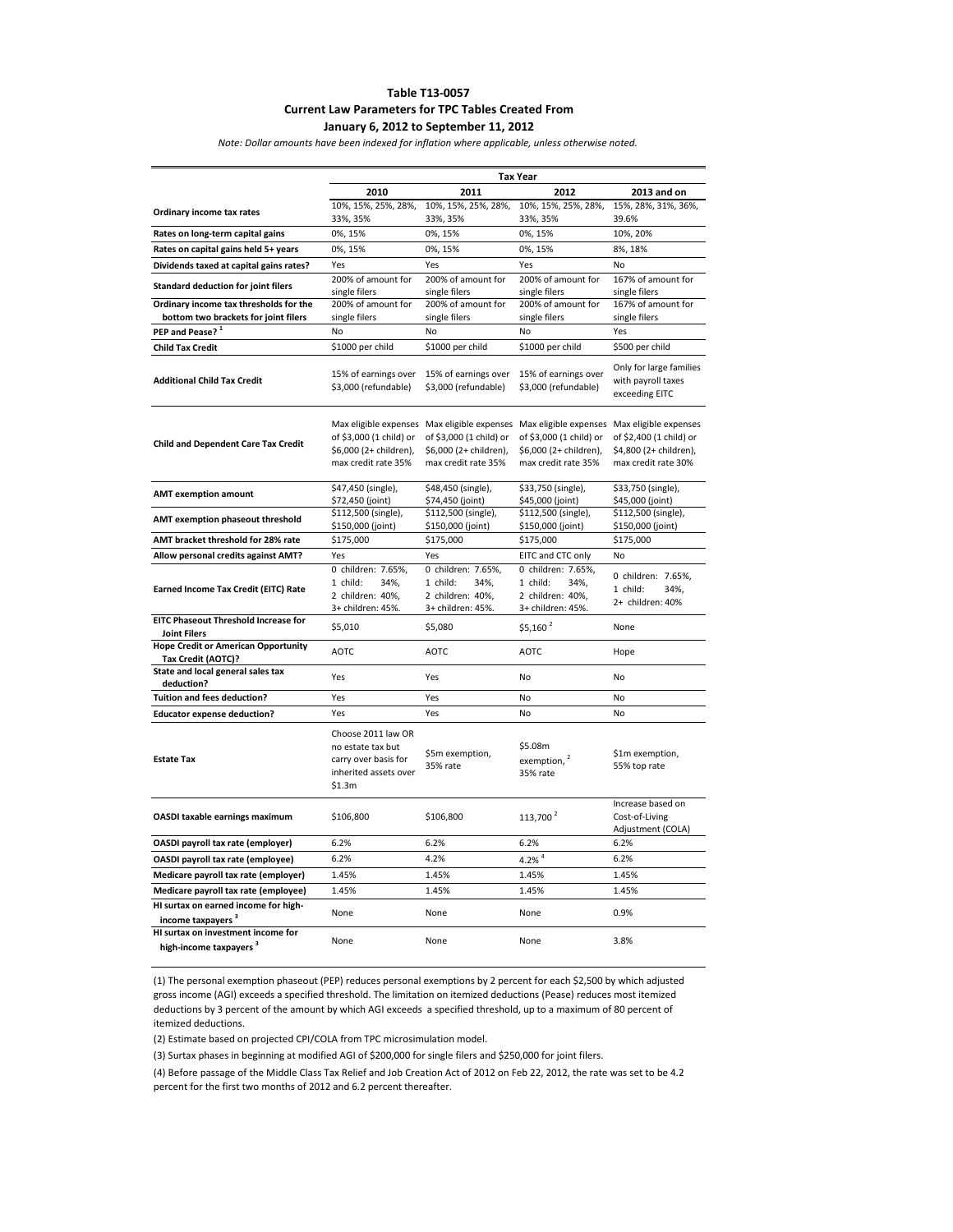# Table T13-0057

## Current Law Parameters for TPC Tables Created From January 6, 2012 to September 11, 2012

*Note: Dollar amounts have been indexed for inflation where applicable, unless otherwise noted.*

| | Tax Year | | | |
|---|---|---|---|---|
| | **2010** | **2011** | **2012** | **2013 and on** |
| **Ordinary income tax rates** | 10%, 15%, 25%, 28%, 33%, 35% | 10%, 15%, 25%, 28%, 33%, 35% | 10%, 15%, 25%, 28%, 33%, 35% | 15%, 28%, 31%, 36%, 39.6% |
| **Rates on long-term capital gains** | 0%, 15% | 0%, 15% | 0%, 15% | 10%, 20% |
| **Rates on capital gains held 5+ years** | 0%, 15% | 0%, 15% | 0%, 15% | 8%, 18% |
| **Dividends taxed at capital gains rates?** | Yes | Yes | Yes | No |
| **Standard deduction for joint filers** | 200% of amount for single filers | 200% of amount for single filers | 200% of amount for single filers | 167% of amount for single filers |
| **Ordinary income tax thresholds for the bottom two brackets for joint filers** | 200% of amount for single filers | 200% of amount for single filers | 200% of amount for single filers | 167% of amount for single filers |
| **PEP and Pease?** [1] | No | No | No | Yes |
| **Child Tax Credit** | $1000 per child | $1000 per child | $1000 per child | $500 per child |
| **Additional Child Tax Credit** | 15% of earnings over $3,000 (refundable) | 15% of earnings over $3,000 (refundable) | 15% of earnings over $3,000 (refundable) | Only for large families with payroll taxes exceeding EITC |
| **Child and Dependent Care Tax Credit** | Max eligible expenses of $3,000 (1 child) or $6,000 (2+ children), max credit rate 35% | Max eligible expenses of $3,000 (1 child) or $6,000 (2+ children), max credit rate 35% | Max eligible expenses of $3,000 (1 child) or $6,000 (2+ children), max credit rate 35% | Max eligible expenses of $2,400 (1 child) or $4,800 (2+ children), max credit rate 30% |
| **AMT exemption amount** | $47,450 (single), $72,450 (joint) | $48,450 (single), $74,450 (joint) | $33,750 (single), $45,000 (joint) | $33,750 (single), $45,000 (joint) |
| **AMT exemption phaseout threshold** | $112,500 (single), $150,000 (joint) | $112,500 (single), $150,000 (joint) | $112,500 (single), $150,000 (joint) | $112,500 (single), $150,000 (joint) |
| **AMT bracket threshold for 28% rate** | $175,000 | $175,000 | $175,000 | $175,000 |
| **Allow personal credits against AMT?** | Yes | Yes | EITC and CTC only | No |
| **Earned Income Tax Credit (EITC) Rate** | 0 children: 7.65%, 1 child: 34%, 2 children: 40%, 3+ children: 45%. | 0 children: 7.65%, 1 child: 34%, 2 children: 40%, 3+ children: 45%. | 0 children: 7.65%, 1 child: 34%, 2 children: 40%, 3+ children: 45%. | 0 children: 7.65%, 1 child: 34%, 2+ children: 40% |
| **EITC Phaseout Threshold Increase for Joint Filers** | $5,010 | $5,080 | $5,160 [2] | None |
| **Hope Credit or American Opportunity Tax Credit (AOTC)?** | AOTC | AOTC | AOTC | Hope |
| **State and local general sales tax deduction?** | Yes | Yes | No | No |
| **Tuition and fees deduction?** | Yes | Yes | No | No |
| **Educator expense deduction?** | Yes | Yes | No | No |
| **Estate Tax** | Choose 2011 law OR no estate tax but carry over basis for inherited assets over $1.3m | $5m exemption, 35% rate | $5.08m exemption, [2] 35% rate | $1m exemption, 55% top rate |
| **OASDI taxable earnings maximum** | $106,800 | $106,800 | 113,700 [2] | Increase based on Cost-of-Living Adjustment (COLA) |
| **OASDI payroll tax rate (employer)** | 6.2% | 6.2% | 6.2% | 6.2% |
| **OASDI payroll tax rate (employee)** | 6.2% | 4.2% | 4.2% [4] | 6.2% |
| **Medicare payroll tax rate (employer)** | 1.45% | 1.45% | 1.45% | 1.45% |
| **Medicare payroll tax rate (employee)** | 1.45% | 1.45% | 1.45% | 1.45% |
| **HI surtax on earned income for high-income taxpayers** [3] | None | None | None | 0.9% |
| **HI surtax on investment income for high-income taxpayers** [3] | None | None | None | 3.8% |

(1) The personal exemption phaseout (PEP) reduces personal exemptions by 2 percent for each $2,500 by which adjusted gross income (AGI) exceeds a specified threshold. The limitation on itemized deductions (Pease) reduces most itemized deductions by 3 percent of the amount by which AGI exceeds a specified threshold, up to a maximum of 80 percent of itemized deductions.

(2) Estimate based on projected CPI/COLA from TPC microsimulation model.

(3) Surtax phases in beginning at modified AGI of $200,000 for single filers and $250,000 for joint filers.

(4) Before passage of the Middle Class Tax Relief and Job Creation Act of 2012 on Feb 22, 2012, the rate was set to be 4.2 percent for the first two months of 2012 and 6.2 percent thereafter.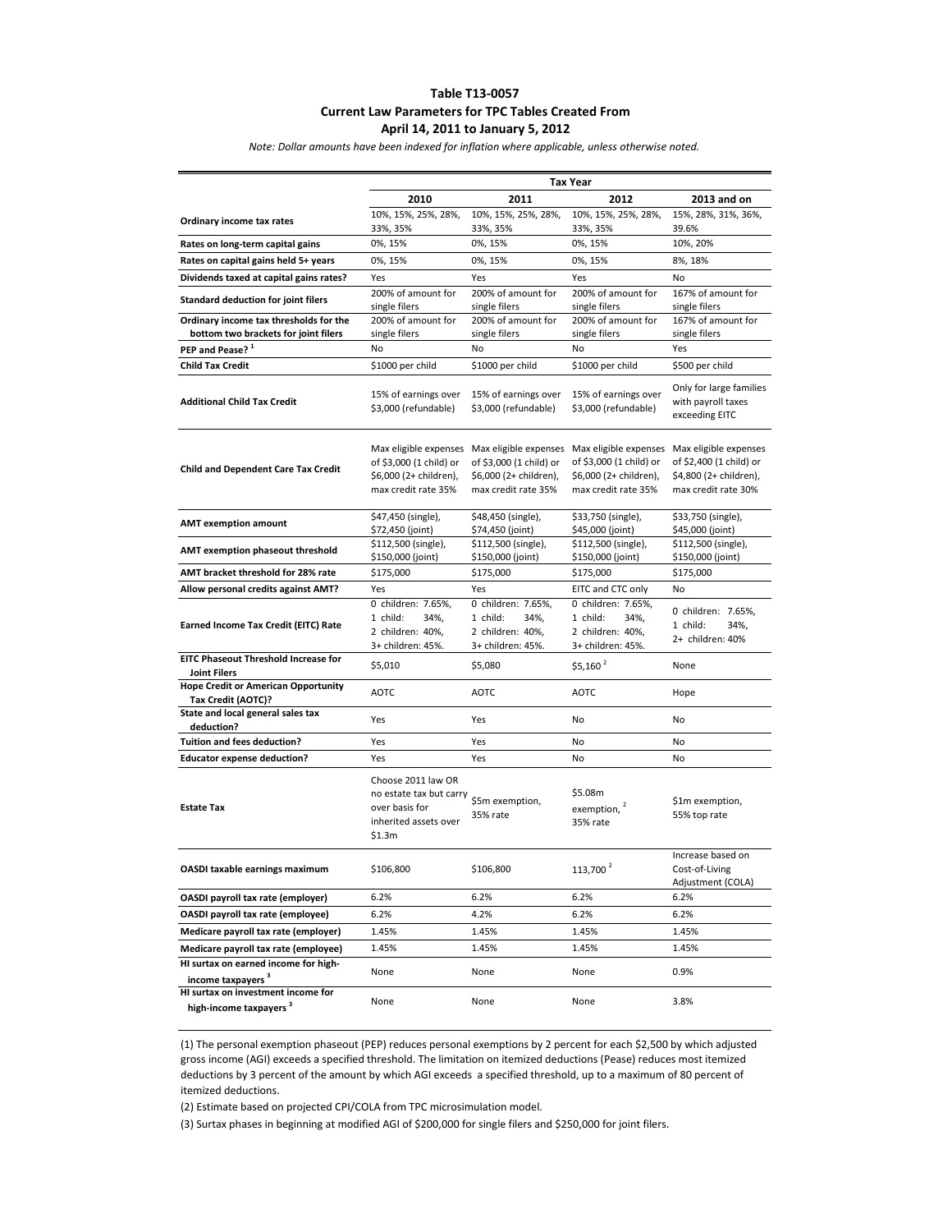**Table T13-0057**

**Current Law Parameters for TPC Tables Created From April 14, 2011 to January 5, 2012**

*Note: Dollar amounts have been indexed for inflation where applicable, unless otherwise noted.*

| | Tax Year | | | |
|---|---|---|---|---|
| | **2010** | **2011** | **2012** | **2013 and on** |
| **Ordinary income tax rates** | 10%, 15%, 25%, 28%, 33%, 35% | 10%, 15%, 25%, 28%, 33%, 35% | 10%, 15%, 25%, 28%, 33%, 35% | 15%, 28%, 31%, 36%, 39.6% |
| **Rates on long-term capital gains** | 0%, 15% | 0%, 15% | 0%, 15% | 10%, 20% |
| **Rates on capital gains held 5+ years** | 0%, 15% | 0%, 15% | 0%, 15% | 8%, 18% |
| **Dividends taxed at capital gains rates?** | Yes | Yes | Yes | No |
| **Standard deduction for joint filers** | 200% of amount for single filers | 200% of amount for single filers | 200% of amount for single filers | 167% of amount for single filers |
| **Ordinary income tax thresholds for the bottom two brackets for joint filers** | 200% of amount for single filers | 200% of amount for single filers | 200% of amount for single filers | 167% of amount for single filers |
| **PEP and Pease?** [1] | No | No | No | Yes |
| **Child Tax Credit** | $1000 per child | $1000 per child | $1000 per child | $500 per child |
| **Additional Child Tax Credit** | 15% of earnings over $3,000 (refundable) | 15% of earnings over $3,000 (refundable) | 15% of earnings over $3,000 (refundable) | Only for large families with payroll taxes exceeding EITC |
| **Child and Dependent Care Tax Credit** | Max eligible expenses of $3,000 (1 child) or $6,000 (2+ children), max credit rate 35% | Max eligible expenses of $3,000 (1 child) or $6,000 (2+ children), max credit rate 35% | Max eligible expenses of $3,000 (1 child) or $6,000 (2+ children), max credit rate 35% | Max eligible expenses of $2,400 (1 child) or $4,800 (2+ children), max credit rate 30% |
| **AMT exemption amount** | $47,450 (single), $72,450 (joint) | $48,450 (single), $74,450 (joint) | $33,750 (single), $45,000 (joint) | $33,750 (single), $45,000 (joint) |
| **AMT exemption phaseout threshold** | $112,500 (single), $150,000 (joint) | $112,500 (single), $150,000 (joint) | $112,500 (single), $150,000 (joint) | $112,500 (single), $150,000 (joint) |
| **AMT bracket threshold for 28% rate** | $175,000 | $175,000 | $175,000 | $175,000 |
| **Allow personal credits against AMT?** | Yes | Yes | EITC and CTC only | No |
| **Earned Income Tax Credit (EITC) Rate** | 0 children: 7.65%, 1 child: 34%, 2 children: 40%, 3+ children: 45%. | 0 children: 7.65%, 1 child: 34%, 2 children: 40%, 3+ children: 45%. | 0 children: 7.65%, 1 child: 34%, 2 children: 40%, 3+ children: 45%. | 0 children: 7.65%, 1 child: 34%, 2+ children: 40% |
| **EITC Phaseout Threshold Increase for Joint Filers** | $5,010 | $5,080 | $5,160 [2] | None |
| **Hope Credit or American Opportunity Tax Credit (AOTC)?** | AOTC | AOTC | AOTC | Hope |
| **State and local general sales tax deduction?** | Yes | Yes | No | No |
| **Tuition and fees deduction?** | Yes | Yes | No | No |
| **Educator expense deduction?** | Yes | Yes | No | No |
| **Estate Tax** | Choose 2011 law OR no estate tax but carry over basis for inherited assets over $1.3m | $5m exemption, 35% rate | $5.08m exemption, [2] 35% rate | $1m exemption, 55% top rate |
| **OASDI taxable earnings maximum** | $106,800 | $106,800 | 113,700 [2] | Increase based on Cost-of-Living Adjustment (COLA) |
| **OASDI payroll tax rate (employer)** | 6.2% | 6.2% | 6.2% | 6.2% |
| **OASDI payroll tax rate (employee)** | 6.2% | 4.2% | 6.2% | 6.2% |
| **Medicare payroll tax rate (employer)** | 1.45% | 1.45% | 1.45% | 1.45% |
| **Medicare payroll tax rate (employee)** | 1.45% | 1.45% | 1.45% | 1.45% |
| **HI surtax on earned income for high-income taxpayers** [3] | None | None | None | 0.9% |
| **HI surtax on investment income for high-income taxpayers** [3] | None | None | None | 3.8% |

(1) The personal exemption phaseout (PEP) reduces personal exemptions by 2 percent for each $2,500 by which adjusted gross income (AGI) exceeds a specified threshold. The limitation on itemized deductions (Pease) reduces most itemized deductions by 3 percent of the amount by which AGI exceeds a specified threshold, up to a maximum of 80 percent of itemized deductions.

(2) Estimate based on projected CPI/COLA from TPC microsimulation model.

(3) Surtax phases in beginning at modified AGI of $200,000 for single filers and $250,000 for joint filers.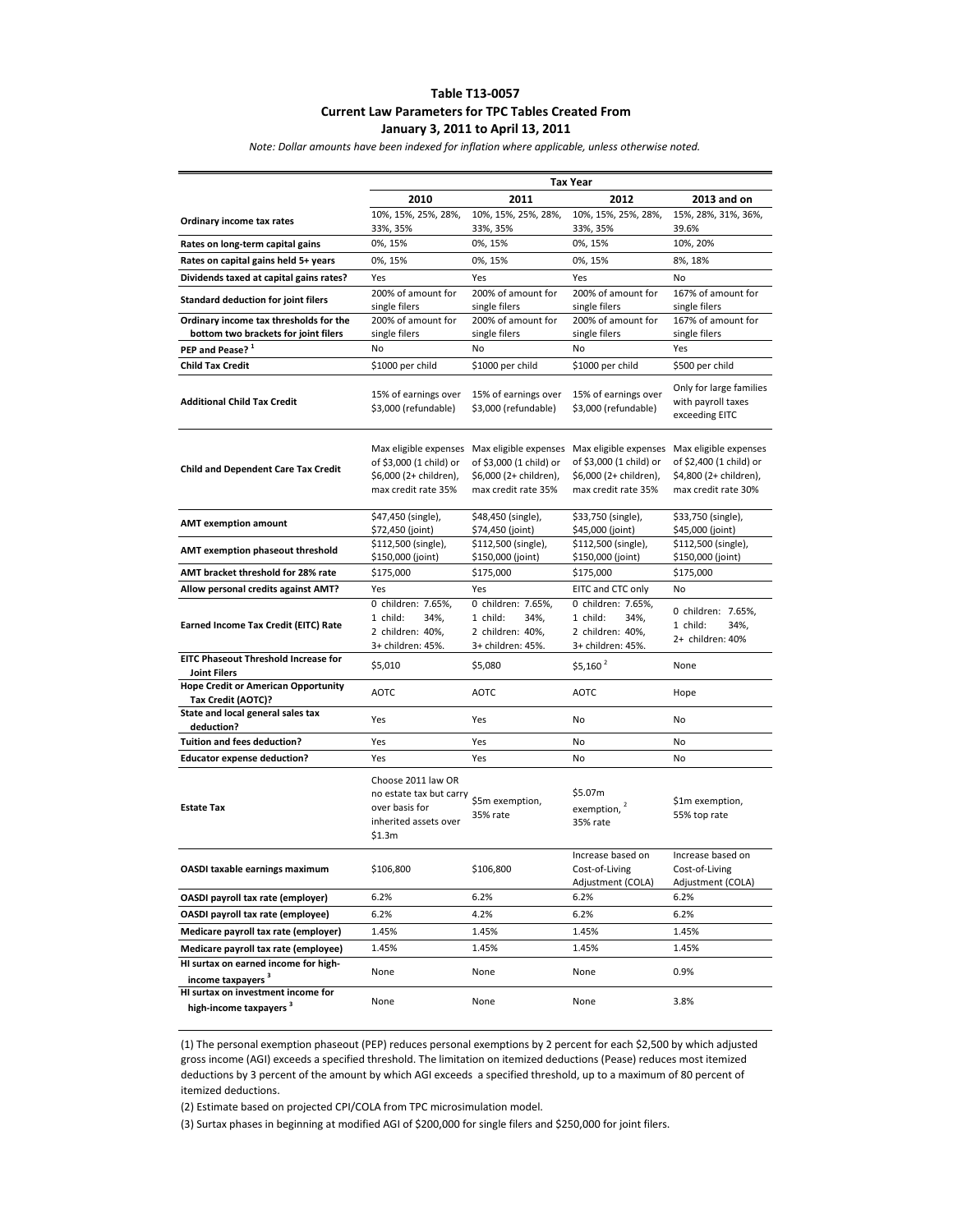**Table T13-0057**

**Current Law Parameters for TPC Tables Created From**

**January 3, 2011 to April 13, 2011**

*Note: Dollar amounts have been indexed for inflation where applicable, unless otherwise noted.*

| | Tax Year | | | |
|---|---|---|---|---|
| | **2010** | **2011** | **2012** | **2013 and on** |
| **Ordinary income tax rates** | 10%, 15%, 25%, 28%, 33%, 35% | 10%, 15%, 25%, 28%, 33%, 35% | 10%, 15%, 25%, 28%, 33%, 35% | 15%, 28%, 31%, 36%, 39.6% |
| **Rates on long-term capital gains** | 0%, 15% | 0%, 15% | 0%, 15% | 10%, 20% |
| **Rates on capital gains held 5+ years** | 0%, 15% | 0%, 15% | 0%, 15% | 8%, 18% |
| **Dividends taxed at capital gains rates?** | Yes | Yes | Yes | No |
| **Standard deduction for joint filers** | 200% of amount for single filers | 200% of amount for single filers | 200% of amount for single filers | 167% of amount for single filers |
| **Ordinary income tax thresholds for the bottom two brackets for joint filers** | 200% of amount for single filers | 200% of amount for single filers | 200% of amount for single filers | 167% of amount for single filers |
| **PEP and Pease?** [1] | No | No | No | Yes |
| **Child Tax Credit** | $1000 per child | $1000 per child | $1000 per child | $500 per child |
| **Additional Child Tax Credit** | 15% of earnings over $3,000 (refundable) | 15% of earnings over $3,000 (refundable) | 15% of earnings over $3,000 (refundable) | Only for large families with payroll taxes exceeding EITC |
| **Child and Dependent Care Tax Credit** | Max eligible expenses of $3,000 (1 child) or $6,000 (2+ children), max credit rate 35% | Max eligible expenses of $3,000 (1 child) or $6,000 (2+ children), max credit rate 35% | Max eligible expenses of $3,000 (1 child) or $6,000 (2+ children), max credit rate 35% | Max eligible expenses of $2,400 (1 child) or $4,800 (2+ children), max credit rate 30% |
| **AMT exemption amount** | $47,450 (single), $72,450 (joint) | $48,450 (single), $74,450 (joint) | $33,750 (single), $45,000 (joint) | $33,750 (single), $45,000 (joint) |
| **AMT exemption phaseout threshold** | $112,500 (single), $150,000 (joint) | $112,500 (single), $150,000 (joint) | $112,500 (single), $150,000 (joint) | $112,500 (single), $150,000 (joint) |
| **AMT bracket threshold for 28% rate** | $175,000 | $175,000 | $175,000 | $175,000 |
| **Allow personal credits against AMT?** | Yes | Yes | EITC and CTC only | No |
| **Earned Income Tax Credit (EITC) Rate** | 0 children: 7.65%, 1 child: 34%, 2 children: 40%, 3+ children: 45%. | 0 children: 7.65%, 1 child: 34%, 2 children: 40%, 3+ children: 45%. | 0 children: 7.65%, 1 child: 34%, 2 children: 40%, 3+ children: 45%. | 0 children: 7.65%, 1 child: 34%, 2+ children: 40% |
| **EITC Phaseout Threshold Increase for Joint Filers** | $5,010 | $5,080 | $5,160 [2] | None |
| **Hope Credit or American Opportunity Tax Credit (AOTC)?** | AOTC | AOTC | AOTC | Hope |
| **State and local general sales tax deduction?** | Yes | Yes | No | No |
| **Tuition and fees deduction?** | Yes | Yes | No | No |
| **Educator expense deduction?** | Yes | Yes | No | No |
| **Estate Tax** | Choose 2011 law OR no estate tax but carry over basis for inherited assets over $1.3m | $5m exemption, 35% rate | $5.07m exemption, [2] 35% rate | $1m exemption, 55% top rate |
| **OASDI taxable earnings maximum** | $106,800 | $106,800 | Increase based on Cost-of-Living Adjustment (COLA) | Increase based on Cost-of-Living Adjustment (COLA) |
| **OASDI payroll tax rate (employer)** | 6.2% | 6.2% | 6.2% | 6.2% |
| **OASDI payroll tax rate (employee)** | 6.2% | 4.2% | 6.2% | 6.2% |
| **Medicare payroll tax rate (employer)** | 1.45% | 1.45% | 1.45% | 1.45% |
| **Medicare payroll tax rate (employee)** | 1.45% | 1.45% | 1.45% | 1.45% |
| **HI surtax on earned income for high-income taxpayers** [3] | None | None | None | 0.9% |
| **HI surtax on investment income for high-income taxpayers** [3] | None | None | None | 3.8% |

(1) The personal exemption phaseout (PEP) reduces personal exemptions by 2 percent for each $2,500 by which adjusted gross income (AGI) exceeds a specified threshold. The limitation on itemized deductions (Pease) reduces most itemized deductions by 3 percent of the amount by which AGI exceeds a specified threshold, up to a maximum of 80 percent of itemized deductions.

(2) Estimate based on projected CPI/COLA from TPC microsimulation model.

(3) Surtax phases in beginning at modified AGI of $200,000 for single filers and $250,000 for joint filers.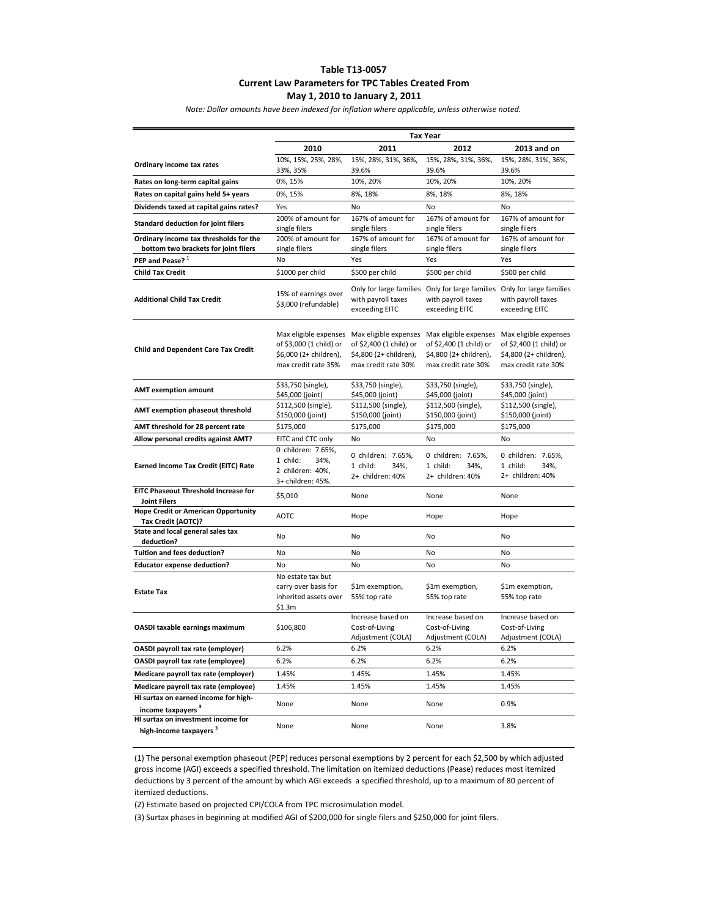# Table T13-0057

## Current Law Parameters for TPC Tables Created From May 1, 2010 to January 2, 2011

*Note: Dollar amounts have been indexed for inflation where applicable, unless otherwise noted.*

| | Tax Year | | | |
|---|---|---|---|---|
| | **2010** | **2011** | **2012** | **2013 and on** |
| **Ordinary income tax rates** | 10%, 15%, 25%, 28%, 33%, 35% | 15%, 28%, 31%, 36%, 39.6% | 15%, 28%, 31%, 36%, 39.6% | 15%, 28%, 31%, 36%, 39.6% |
| **Rates on long-term capital gains** | 0%, 15% | 10%, 20% | 10%, 20% | 10%, 20% |
| **Rates on capital gains held 5+ years** | 0%, 15% | 8%, 18% | 8%, 18% | 8%, 18% |
| **Dividends taxed at capital gains rates?** | Yes | No | No | No |
| **Standard deduction for joint filers** | 200% of amount for single filers | 167% of amount for single filers | 167% of amount for single filers | 167% of amount for single filers |
| **Ordinary income tax thresholds for the bottom two brackets for joint filers** | 200% of amount for single filers | 167% of amount for single filers | 167% of amount for single filers | 167% of amount for single filers |
| **PEP and Pease?** [1] | No | Yes | Yes | Yes |
| **Child Tax Credit** | $1000 per child | $500 per child | $500 per child | $500 per child |
| **Additional Child Tax Credit** | 15% of earnings over $3,000 (refundable) | Only for large families with payroll taxes exceeding EITC | Only for large families with payroll taxes exceeding EITC | Only for large families with payroll taxes exceeding EITC |
| **Child and Dependent Care Tax Credit** | Max eligible expenses of $3,000 (1 child) or $6,000 (2+ children), max credit rate 35% | Max eligible expenses of $2,400 (1 child) or $4,800 (2+ children), max credit rate 30% | Max eligible expenses of $2,400 (1 child) or $4,800 (2+ children), max credit rate 30% | Max eligible expenses of $2,400 (1 child) or $4,800 (2+ children), max credit rate 30% |
| **AMT exemption amount** | $33,750 (single), $45,000 (joint) | $33,750 (single), $45,000 (joint) | $33,750 (single), $45,000 (joint) | $33,750 (single), $45,000 (joint) |
| **AMT exemption phaseout threshold** | $112,500 (single), $150,000 (joint) | $112,500 (single), $150,000 (joint) | $112,500 (single), $150,000 (joint) | $112,500 (single), $150,000 (joint) |
| **AMT threshold for 28 percent rate** | $175,000 | $175,000 | $175,000 | $175,000 |
| **Allow personal credits against AMT?** | EITC and CTC only | No | No | No |
| **Earned Income Tax Credit (EITC) Rate** | 0 children: 7.65%, 1 child: 34%, 2 children: 40%, 3+ children: 45%. | 0 children: 7.65%, 1 child: 34%, 2+ children: 40% | 0 children: 7.65%, 1 child: 34%, 2+ children: 40% | 0 children: 7.65%, 1 child: 34%, 2+ children: 40% |
| **EITC Phaseout Threshold Increase for Joint Filers** | $5,010 | None | None | None |
| **Hope Credit or American Opportunity Tax Credit (AOTC)?** | AOTC | Hope | Hope | Hope |
| **State and local general sales tax deduction?** | No | No | No | No |
| **Tuition and fees deduction?** | No | No | No | No |
| **Educator expense deduction?** | No | No | No | No |
| **Estate Tax** | No estate tax but carry over basis for inherited assets over $1.3m | $1m exemption, 55% top rate | $1m exemption, 55% top rate | $1m exemption, 55% top rate |
| **OASDI taxable earnings maximum** | $106,800 | Increase based on Cost-of-Living Adjustment (COLA) | Increase based on Cost-of-Living Adjustment (COLA) | Increase based on Cost-of-Living Adjustment (COLA) |
| **OASDI payroll tax rate (employer)** | 6.2% | 6.2% | 6.2% | 6.2% |
| **OASDI payroll tax rate (employee)** | 6.2% | 6.2% | 6.2% | 6.2% |
| **Medicare payroll tax rate (employer)** | 1.45% | 1.45% | 1.45% | 1.45% |
| **Medicare payroll tax rate (employee)** | 1.45% | 1.45% | 1.45% | 1.45% |
| **HI surtax on earned income for high-income taxpayers** [3] | None | None | None | 0.9% |
| **HI surtax on investment income for high-income taxpayers** [3] | None | None | None | 3.8% |

(1) The personal exemption phaseout (PEP) reduces personal exemptions by 2 percent for each $2,500 by which adjusted gross income (AGI) exceeds a specified threshold. The limitation on itemized deductions (Pease) reduces most itemized deductions by 3 percent of the amount by which AGI exceeds a specified threshold, up to a maximum of 80 percent of itemized deductions.

(2) Estimate based on projected CPI/COLA from TPC microsimulation model.

(3) Surtax phases in beginning at modified AGI of $200,000 for single filers and $250,000 for joint filers.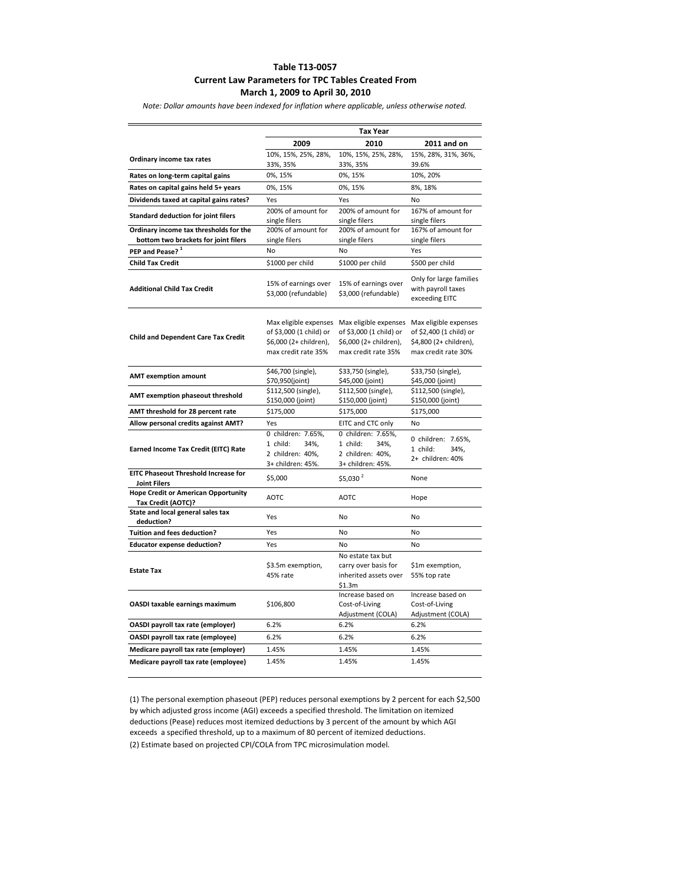**Table T13-0057**
**Current Law Parameters for TPC Tables Created From**
**March 1, 2009 to April 30, 2010**

*Note: Dollar amounts have been indexed for inflation where applicable, unless otherwise noted.*

| | Tax Year | | |
|---|---|---|---|
| | **2009** | **2010** | **2011 and on** |
| **Ordinary income tax rates** | 10%, 15%, 25%, 28%, 33%, 35% | 10%, 15%, 25%, 28%, 33%, 35% | 15%, 28%, 31%, 36%, 39.6% |
| **Rates on long-term capital gains** | 0%, 15% | 0%, 15% | 10%, 20% |
| **Rates on capital gains held 5+ years** | 0%, 15% | 0%, 15% | 8%, 18% |
| **Dividends taxed at capital gains rates?** | Yes | Yes | No |
| **Standard deduction for joint filers** | 200% of amount for single filers | 200% of amount for single filers | 167% of amount for single filers |
| **Ordinary income tax thresholds for the bottom two brackets for joint filers** | 200% of amount for single filers | 200% of amount for single filers | 167% of amount for single filers |
| **PEP and Pease?** [1] | No | No | Yes |
| **Child Tax Credit** | $1000 per child | $1000 per child | $500 per child |
| **Additional Child Tax Credit** | 15% of earnings over $3,000 (refundable) | 15% of earnings over $3,000 (refundable) | Only for large families with payroll taxes exceeding EITC |
| **Child and Dependent Care Tax Credit** | Max eligible expenses of $3,000 (1 child) or $6,000 (2+ children), max credit rate 35% | Max eligible expenses of $3,000 (1 child) or $6,000 (2+ children), max credit rate 35% | Max eligible expenses of $2,400 (1 child) or $4,800 (2+ children), max credit rate 30% |
| **AMT exemption amount** | $46,700 (single), $70,950(joint) | $33,750 (single), $45,000 (joint) | $33,750 (single), $45,000 (joint) |
| **AMT exemption phaseout threshold** | $112,500 (single), $150,000 (joint) | $112,500 (single), $150,000 (joint) | $112,500 (single), $150,000 (joint) |
| **AMT threshold for 28 percent rate** | $175,000 | $175,000 | $175,000 |
| **Allow personal credits against AMT?** | Yes | EITC and CTC only | No |
| **Earned Income Tax Credit (EITC) Rate** | 0 children: 7.65%, 1 child: 34%, 2 children: 40%, 3+ children: 45%. | 0 children: 7.65%, 1 child: 34%, 2 children: 40%, 3+ children: 45%. | 0 children: 7.65%, 1 child: 34%, 2+ children: 40% |
| **EITC Phaseout Threshold Increase for Joint Filers** | $5,000 | $5,030 [2] | None |
| **Hope Credit or American Opportunity Tax Credit (AOTC)?** | AOTC | AOTC | Hope |
| **State and local general sales tax deduction?** | Yes | No | No |
| **Tuition and fees deduction?** | Yes | No | No |
| **Educator expense deduction?** | Yes | No | No |
| **Estate Tax** | $3.5m exemption, 45% rate | No estate tax but carry over basis for inherited assets over $1.3m | $1m exemption, 55% top rate |
| **OASDI taxable earnings maximum** | $106,800 | Increase based on Cost-of-Living Adjustment (COLA) | Increase based on Cost-of-Living Adjustment (COLA) |
| **OASDI payroll tax rate (employer)** | 6.2% | 6.2% | 6.2% |
| **OASDI payroll tax rate (employee)** | 6.2% | 6.2% | 6.2% |
| **Medicare payroll tax rate (employer)** | 1.45% | 1.45% | 1.45% |
| **Medicare payroll tax rate (employee)** | 1.45% | 1.45% | 1.45% |

(1) The personal exemption phaseout (PEP) reduces personal exemptions by 2 percent for each $2,500 by which adjusted gross income (AGI) exceeds a specified threshold. The limitation on itemized deductions (Pease) reduces most itemized deductions by 3 percent of the amount by which AGI exceeds a specified threshold, up to a maximum of 80 percent of itemized deductions.

(2) Estimate based on projected CPI/COLA from TPC microsimulation model.